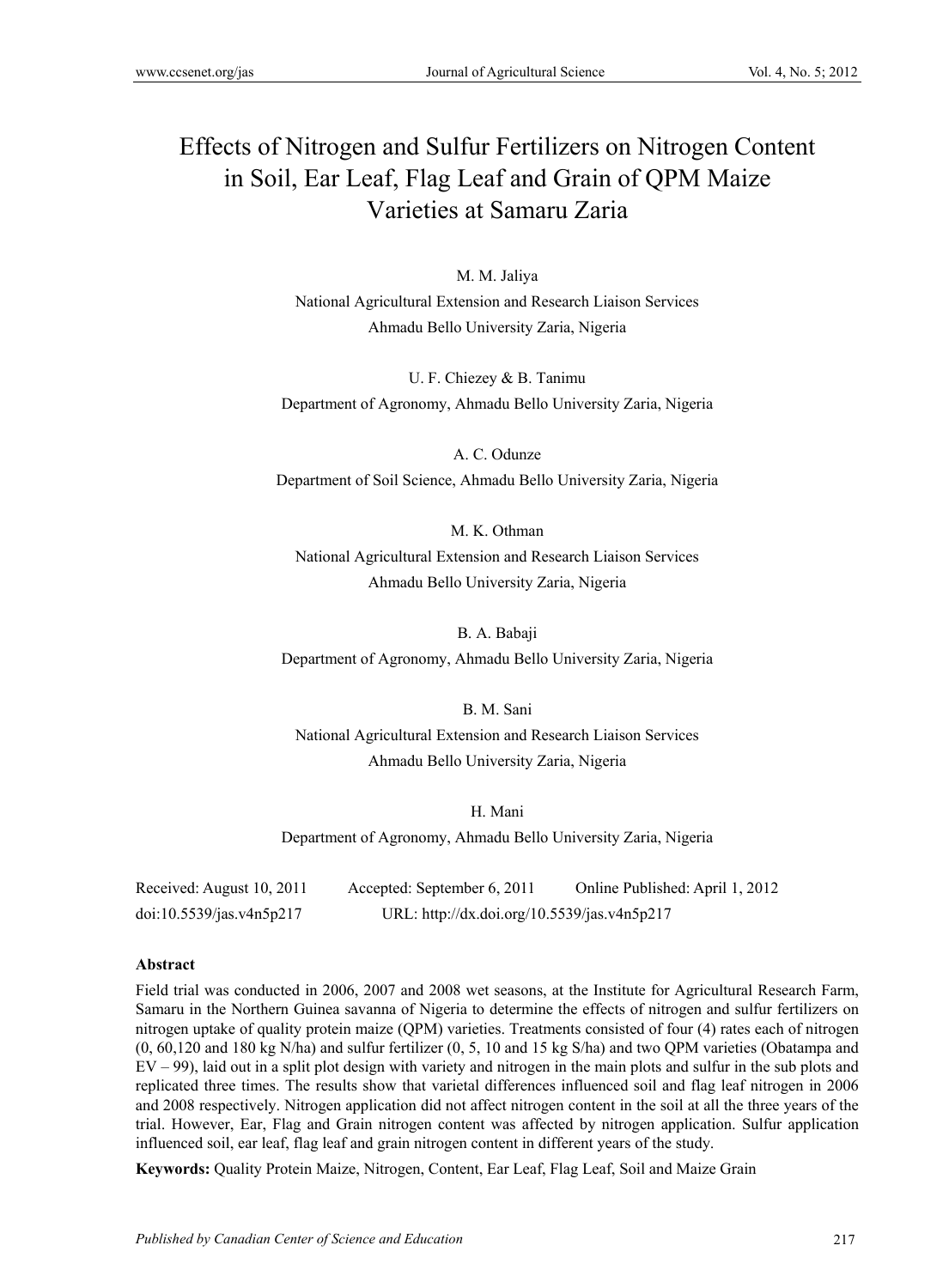# Effects of Nitrogen and Sulfur Fertilizers on Nitrogen Content in Soil, Ear Leaf, Flag Leaf and Grain of QPM Maize Varieties at Samaru Zaria

M. M. Jaliya

National Agricultural Extension and Research Liaison Services

Ahmadu Bello University Zaria, Nigeria

U. F. Chiezey & B. Tanimu

Department of Agronomy, Ahmadu Bello University Zaria, Nigeria

A. C. Odunze

Department of Soil Science, Ahmadu Bello University Zaria, Nigeria

M. K. Othman

National Agricultural Extension and Research Liaison Services

Ahmadu Bello University Zaria, Nigeria

B. A. Babaji

Department of Agronomy, Ahmadu Bello University Zaria, Nigeria

B. M. Sani

National Agricultural Extension and Research Liaison Services

Ahmadu Bello University Zaria, Nigeria

H. Mani

Department of Agronomy, Ahmadu Bello University Zaria, Nigeria

Received: August 10, 2011 Accepted: September 6, 2011 Online Published: April 1, 2012

doi:10.5539/jas.v4n5p217 URL: http://dx.doi.org/10.5539/jas.v4n5p217

**Abstract**

Field trial was conducted in 2006, 2007 and 2008 wet seasons, at the Institute for Agricultural Research Farm, Samaru in the Northern Guinea savanna of Nigeria to determine the effects of nitrogen and sulfur fertilizers on nitrogen uptake of quality protein maize (QPM) varieties. Treatments consisted of four (4) rates each of nitrogen (0, 60,120 and 180 kg N/ha) and sulfur fertilizer (0, 5, 10 and 15 kg S/ha) and two QPM varieties (Obatampa and EV – 99), laid out in a split plot design with variety and nitrogen in the main plots and sulfur in the sub plots and replicated three times. The results show that varietal differences influenced soil and flag leaf nitrogen in 2006 and 2008 respectively. Nitrogen application did not affect nitrogen content in the soil at all the three years of the trial. However, Ear, Flag and Grain nitrogen content was affected by nitrogen application. Sulfur application influenced soil, ear leaf, flag leaf and grain nitrogen content in different years of the study.

**Keywords:** Quality Protein Maize, Nitrogen, Content, Ear Leaf, Flag Leaf, Soil and Maize Grain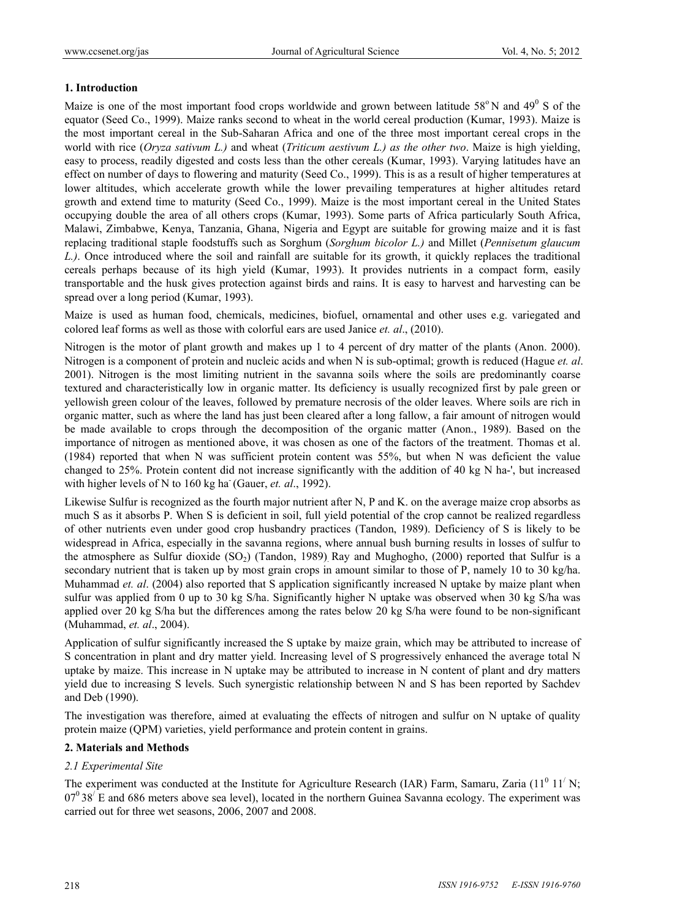## 1. Introduction

Maize is one of the most important food crops worldwide and grown between latitude $58^{o}$ N and $49^{0}$ S of the equator (Seed Co., 1999). Maize ranks second to wheat in the world cereal production (Kumar, 1993). Maize is the most important cereal in the Sub-Saharan Africa and one of the three most important cereal crops in the world with rice (*Oryza sativum L.)* and wheat (*Triticum aestivum L.) as the other two*. Maize is high yielding, easy to process, readily digested and costs less than the other cereals (Kumar, 1993). Varying latitudes have an effect on number of days to flowering and maturity (Seed Co., 1999). This is as a result of higher temperatures at lower altitudes, which accelerate growth while the lower prevailing temperatures at higher altitudes retard growth and extend time to maturity (Seed Co., 1999). Maize is the most important cereal in the United States occupying double the area of all others crops (Kumar, 1993). Some parts of Africa particularly South Africa, Malawi, Zimbabwe, Kenya, Tanzania, Ghana, Nigeria and Egypt are suitable for growing maize and it is fast replacing traditional staple foodstuffs such as Sorghum (*Sorghum bicolor L.)* and Millet (*Pennisetum glaucum L.)*. Once introduced where the soil and rainfall are suitable for its growth, it quickly replaces the traditional cereals perhaps because of its high yield (Kumar, 1993). It provides nutrients in a compact form, easily transportable and the husk gives protection against birds and rains. It is easy to harvest and harvesting can be spread over a long period (Kumar, 1993).

Maize is used as human food, chemicals, medicines, biofuel, ornamental and other uses e.g. variegated and colored leaf forms as well as those with colorful ears are used Janice *et. al*., (2010).

Nitrogen is the motor of plant growth and makes up 1 to 4 percent of dry matter of the plants (Anon. 2000). Nitrogen is a component of protein and nucleic acids and when N is sub-optimal; growth is reduced (Hague *et. al*. 2001). Nitrogen is the most limiting nutrient in the savanna soils where the soils are predominantly coarse textured and characteristically low in organic matter. Its deficiency is usually recognized first by pale green or yellowish green colour of the leaves, followed by premature necrosis of the older leaves. Where soils are rich in organic matter, such as where the land has just been cleared after a long fallow, a fair amount of nitrogen would be made available to crops through the decomposition of the organic matter (Anon., 1989). Based on the importance of nitrogen as mentioned above, it was chosen as one of the factors of the treatment. Thomas et al. (1984) reported that when N was sufficient protein content was 55%, but when N was deficient the value changed to 25%. Protein content did not increase significantly with the addition of 40 kg N ha-', but increased with higher levels of N to 160 kg ha$^{-}$ (Gauer, *et. al*., 1992).

Likewise Sulfur is recognized as the fourth major nutrient after N, P and K. on the average maize crop absorbs as much S as it absorbs P. When S is deficient in soil, full yield potential of the crop cannot be realized regardless of other nutrients even under good crop husbandry practices (Tandon, 1989). Deficiency of S is likely to be widespread in Africa, especially in the savanna regions, where annual bush burning results in losses of sulfur to the atmosphere as Sulfur dioxide ($SO_2$) (Tandon, 1989). Ray and Mughogho, (2000) reported that Sulfur is a secondary nutrient that is taken up by most grain crops in amount similar to those of P, namely 10 to 30 kg/ha. Muhammad *et. al*. (2004) also reported that S application significantly increased N uptake by maize plant when sulfur was applied from 0 up to 30 kg S/ha. Significantly higher N uptake was observed when 30 kg S/ha was applied over 20 kg S/ha but the differences among the rates below 20 kg S/ha were found to be non-significant (Muhammad, *et. al*., 2004).

Application of sulfur significantly increased the S uptake by maize grain, which may be attributed to increase of S concentration in plant and dry matter yield. Increasing level of S progressively enhanced the average total N uptake by maize. This increase in N uptake may be attributed to increase in N content of plant and dry matters yield due to increasing S levels. Such synergistic relationship between N and S has been reported by Sachdev and Deb (1990).

The investigation was therefore, aimed at evaluating the effects of nitrogen and sulfur on N uptake of quality protein maize (QPM) varieties, yield performance and protein content in grains.

## 2. Materials and Methods

### *2.1 Experimental Site*

The experiment was conducted at the Institute for Agriculture Research (IAR) Farm, Samaru, Zaria ($11^{0}$ $11^{/}$ N; $07^{0}$ $38^{/}$ E and 686 meters above sea level), located in the northern Guinea Savanna ecology. The experiment was carried out for three wet seasons, 2006, 2007 and 2008.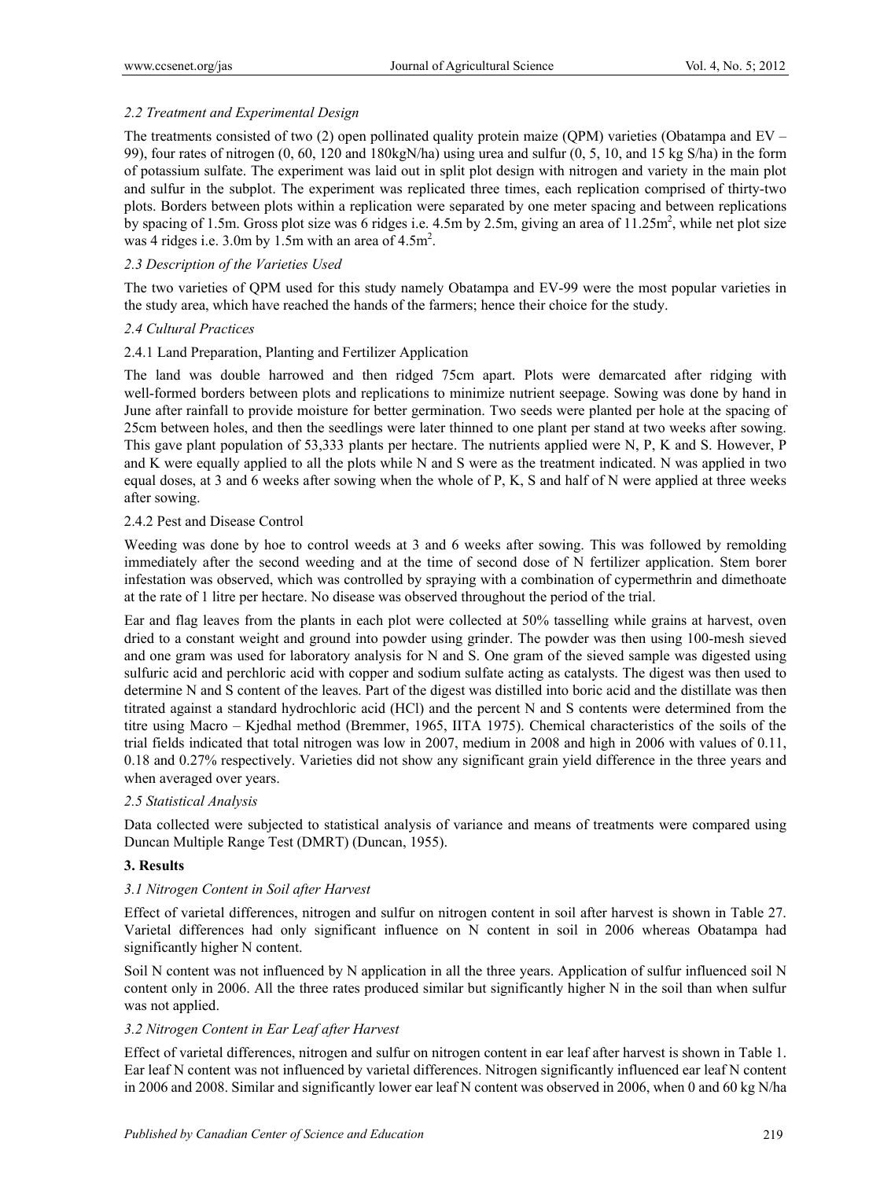### *2.2 Treatment and Experimental Design*

The treatments consisted of two (2) open pollinated quality protein maize (QPM) varieties (Obatampa and EV – 99), four rates of nitrogen (0, 60, 120 and 180kgN/ha) using urea and sulfur (0, 5, 10, and 15 kg S/ha) in the form of potassium sulfate. The experiment was laid out in split plot design with nitrogen and variety in the main plot and sulfur in the subplot. The experiment was replicated three times, each replication comprised of thirty-two plots. Borders between plots within a replication were separated by one meter spacing and between replications by spacing of 1.5m. Gross plot size was 6 ridges i.e. 4.5m by 2.5m, giving an area of $11.25m^2$, while net plot size was 4 ridges i.e. 3.0m by 1.5m with an area of $4.5m^2$.

### *2.3 Description of the Varieties Used*

The two varieties of QPM used for this study namely Obatampa and EV-99 were the most popular varieties in the study area, which have reached the hands of the farmers; hence their choice for the study.

### *2.4 Cultural Practices*

#### 2.4.1 Land Preparation, Planting and Fertilizer Application

The land was double harrowed and then ridged 75cm apart. Plots were demarcated after ridging with well-formed borders between plots and replications to minimize nutrient seepage. Sowing was done by hand in June after rainfall to provide moisture for better germination. Two seeds were planted per hole at the spacing of 25cm between holes, and then the seedlings were later thinned to one plant per stand at two weeks after sowing. This gave plant population of 53,333 plants per hectare. The nutrients applied were N, P, K and S. However, P and K were equally applied to all the plots while N and S were as the treatment indicated. N was applied in two equal doses, at 3 and 6 weeks after sowing when the whole of P, K, S and half of N were applied at three weeks after sowing.

#### 2.4.2 Pest and Disease Control

Weeding was done by hoe to control weeds at 3 and 6 weeks after sowing. This was followed by remolding immediately after the second weeding and at the time of second dose of N fertilizer application. Stem borer infestation was observed, which was controlled by spraying with a combination of cypermethrin and dimethoate at the rate of 1 litre per hectare. No disease was observed throughout the period of the trial.

Ear and flag leaves from the plants in each plot were collected at 50% tasselling while grains at harvest, oven dried to a constant weight and ground into powder using grinder. The powder was then using 100-mesh sieved and one gram was used for laboratory analysis for N and S. One gram of the sieved sample was digested using sulfuric acid and perchloric acid with copper and sodium sulfate acting as catalysts. The digest was then used to determine N and S content of the leaves. Part of the digest was distilled into boric acid and the distillate was then titrated against a standard hydrochloric acid (HCl) and the percent N and S contents were determined from the titre using Macro – Kjedhal method (Bremmer, 1965, IITA 1975). Chemical characteristics of the soils of the trial fields indicated that total nitrogen was low in 2007, medium in 2008 and high in 2006 with values of 0.11, 0.18 and 0.27% respectively. Varieties did not show any significant grain yield difference in the three years and when averaged over years.

### *2.5 Statistical Analysis*

Data collected were subjected to statistical analysis of variance and means of treatments were compared using Duncan Multiple Range Test (DMRT) (Duncan, 1955).

## 3. Results

### *3.1 Nitrogen Content in Soil after Harvest*

Effect of varietal differences, nitrogen and sulfur on nitrogen content in soil after harvest is shown in Table 27. Varietal differences had only significant influence on N content in soil in 2006 whereas Obatampa had significantly higher N content.

Soil N content was not influenced by N application in all the three years. Application of sulfur influenced soil N content only in 2006. All the three rates produced similar but significantly higher N in the soil than when sulfur was not applied.

### *3.2 Nitrogen Content in Ear Leaf after Harvest*

Effect of varietal differences, nitrogen and sulfur on nitrogen content in ear leaf after harvest is shown in Table 1. Ear leaf N content was not influenced by varietal differences. Nitrogen significantly influenced ear leaf N content in 2006 and 2008. Similar and significantly lower ear leaf N content was observed in 2006, when 0 and 60 kg N/ha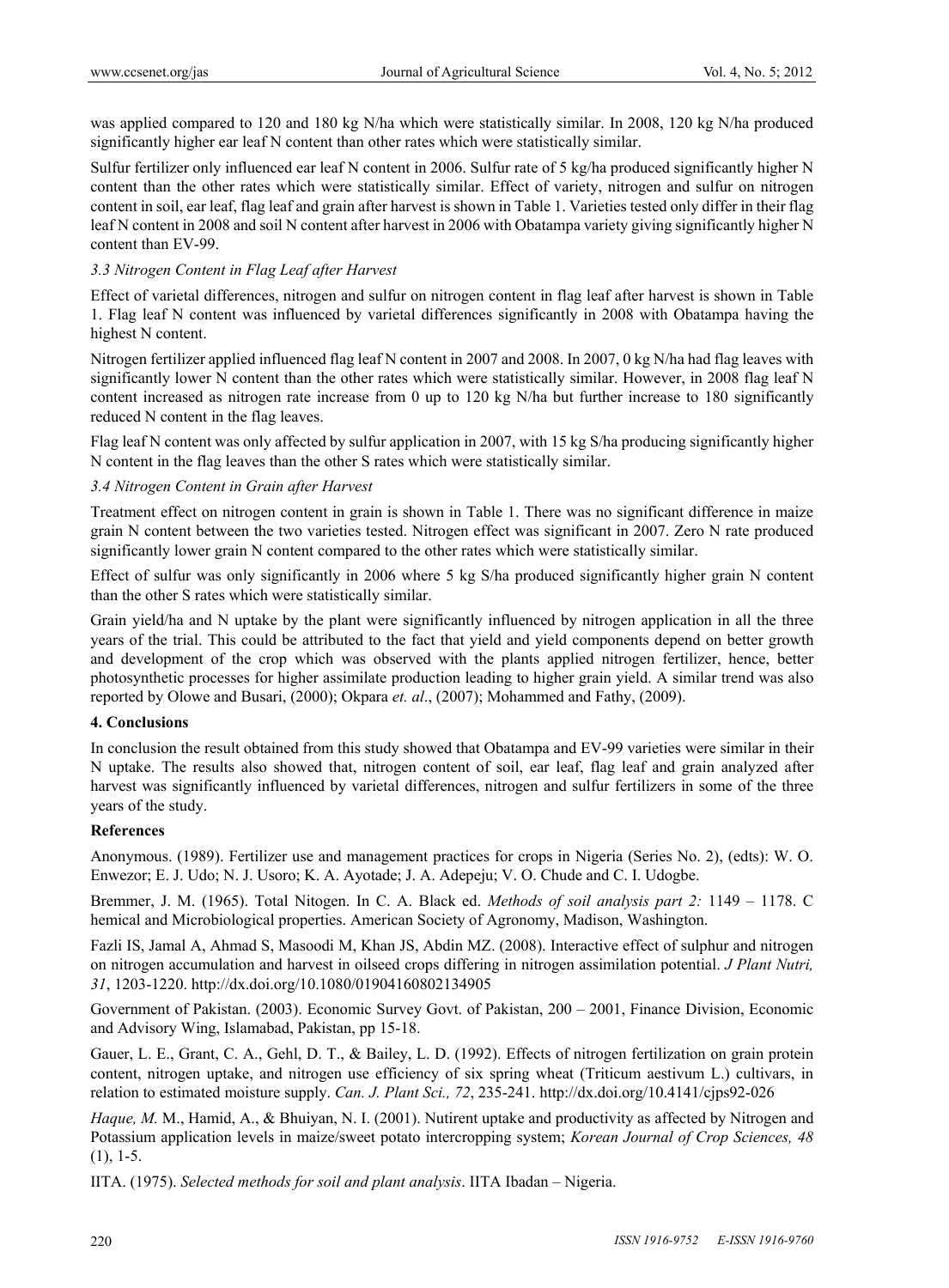was applied compared to 120 and 180 kg N/ha which were statistically similar. In 2008, 120 kg N/ha produced significantly higher ear leaf N content than other rates which were statistically similar.

Sulfur fertilizer only influenced ear leaf N content in 2006. Sulfur rate of 5 kg/ha produced significantly higher N content than the other rates which were statistically similar. Effect of variety, nitrogen and sulfur on nitrogen content in soil, ear leaf, flag leaf and grain after harvest is shown in Table 1. Varieties tested only differ in their flag leaf N content in 2008 and soil N content after harvest in 2006 with Obatampa variety giving significantly higher N content than EV-99.

### *3.3 Nitrogen Content in Flag Leaf after Harvest*

Effect of varietal differences, nitrogen and sulfur on nitrogen content in flag leaf after harvest is shown in Table 1. Flag leaf N content was influenced by varietal differences significantly in 2008 with Obatampa having the highest N content.

Nitrogen fertilizer applied influenced flag leaf N content in 2007 and 2008. In 2007, 0 kg N/ha had flag leaves with significantly lower N content than the other rates which were statistically similar. However, in 2008 flag leaf N content increased as nitrogen rate increase from 0 up to 120 kg N/ha but further increase to 180 significantly reduced N content in the flag leaves.

Flag leaf N content was only affected by sulfur application in 2007, with 15 kg S/ha producing significantly higher N content in the flag leaves than the other S rates which were statistically similar.

### *3.4 Nitrogen Content in Grain after Harvest*

Treatment effect on nitrogen content in grain is shown in Table 1. There was no significant difference in maize grain N content between the two varieties tested. Nitrogen effect was significant in 2007. Zero N rate produced significantly lower grain N content compared to the other rates which were statistically similar.

Effect of sulfur was only significantly in 2006 where 5 kg S/ha produced significantly higher grain N content than the other S rates which were statistically similar.

Grain yield/ha and N uptake by the plant were significantly influenced by nitrogen application in all the three years of the trial. This could be attributed to the fact that yield and yield components depend on better growth and development of the crop which was observed with the plants applied nitrogen fertilizer, hence, better photosynthetic processes for higher assimilate production leading to higher grain yield. A similar trend was also reported by Olowe and Busari, (2000); Okpara *et. al*., (2007); Mohammed and Fathy, (2009).

## 4. Conclusions

In conclusion the result obtained from this study showed that Obatampa and EV-99 varieties were similar in their N uptake. The results also showed that, nitrogen content of soil, ear leaf, flag leaf and grain analyzed after harvest was significantly influenced by varietal differences, nitrogen and sulfur fertilizers in some of the three years of the study.

## References

Anonymous. (1989). Fertilizer use and management practices for crops in Nigeria (Series No. 2), (edts): W. O. Enwezor; E. J. Udo; N. J. Usoro; K. A. Ayotade; J. A. Adepeju; V. O. Chude and C. I. Udogbe.

Bremmer, J. M. (1965). Total Nitogen. In C. A. Black ed. *Methods of soil analysis part 2:* 1149 – 1178. C hemical and Microbiological properties. American Society of Agronomy, Madison, Washington.

Fazli IS, Jamal A, Ahmad S, Masoodi M, Khan JS, Abdin MZ. (2008). Interactive effect of sulphur and nitrogen on nitrogen accumulation and harvest in oilseed crops differing in nitrogen assimilation potential. *J Plant Nutri, 31*, 1203-1220. http://dx.doi.org/10.1080/01904160802134905

Government of Pakistan. (2003). Economic Survey Govt. of Pakistan, 200 – 2001, Finance Division, Economic and Advisory Wing, Islamabad, Pakistan, pp 15-18.

Gauer, L. E., Grant, C. A., Gehl, D. T., & Bailey, L. D. (1992). Effects of nitrogen fertilization on grain protein content, nitrogen uptake, and nitrogen use efficiency of six spring wheat (Triticum aestivum L.) cultivars, in relation to estimated moisture supply. *Can. J. Plant Sci., 72*, 235-241. http://dx.doi.org/10.4141/cjps92-026

*Haque, M.* M., Hamid, A., & Bhuiyan, N. I. (2001). Nutirent uptake and productivity as affected by Nitrogen and Potassium application levels in maize/sweet potato intercropping system; *Korean Journal of Crop Sciences, 48* (1), 1-5.

IITA. (1975). *Selected methods for soil and plant analysis*. IITA Ibadan – Nigeria.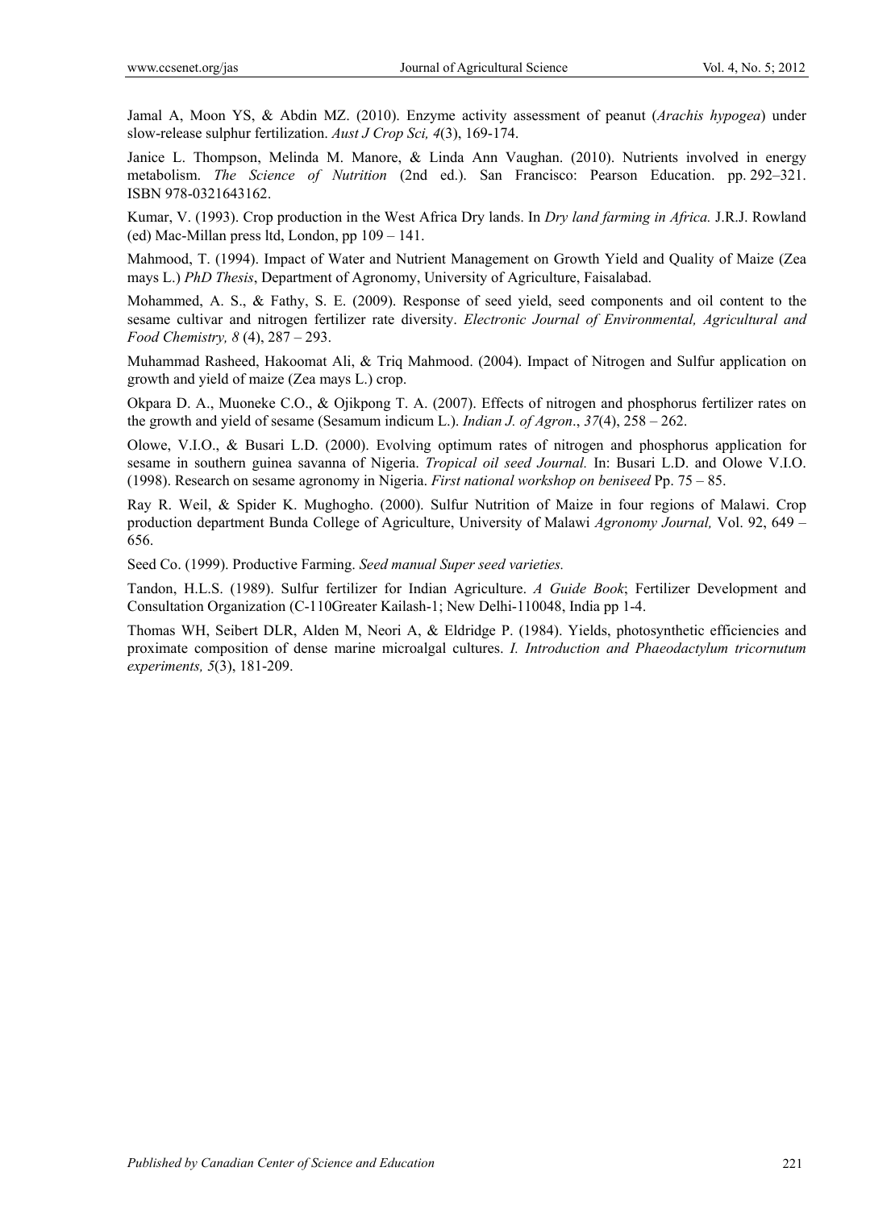Jamal A, Moon YS, & Abdin MZ. (2010). Enzyme activity assessment of peanut (*Arachis hypogea*) under slow-release sulphur fertilization. *Aust J Crop Sci, 4*(3), 169-174.

Janice L. Thompson, Melinda M. Manore, & Linda Ann Vaughan. (2010). Nutrients involved in energy metabolism. *The Science of Nutrition* (2nd ed.). San Francisco: Pearson Education. pp. 292–321. ISBN 978-0321643162.

Kumar, V. (1993). Crop production in the West Africa Dry lands. In *Dry land farming in Africa.* J.R.J. Rowland (ed) Mac-Millan press ltd, London, pp 109 – 141.

Mahmood, T. (1994). Impact of Water and Nutrient Management on Growth Yield and Quality of Maize (Zea mays L.) *PhD Thesis*, Department of Agronomy, University of Agriculture, Faisalabad.

Mohammed, A. S., & Fathy, S. E. (2009). Response of seed yield, seed components and oil content to the sesame cultivar and nitrogen fertilizer rate diversity. *Electronic Journal of Environmental, Agricultural and Food Chemistry, 8* (4), 287 – 293.

Muhammad Rasheed, Hakoomat Ali, & Triq Mahmood. (2004). Impact of Nitrogen and Sulfur application on growth and yield of maize (Zea mays L.) crop.

Okpara D. A., Muoneke C.O., & Ojikpong T. A. (2007). Effects of nitrogen and phosphorus fertilizer rates on the growth and yield of sesame (Sesamum indicum L.). *Indian J. of Agron*., *37*(4), 258 – 262.

Olowe, V.I.O., & Busari L.D. (2000). Evolving optimum rates of nitrogen and phosphorus application for sesame in southern guinea savanna of Nigeria. *Tropical oil seed Journal.* In: Busari L.D. and Olowe V.I.O. (1998). Research on sesame agronomy in Nigeria. *First national workshop on beniseed* Pp. 75 – 85.

Ray R. Weil, & Spider K. Mughogho. (2000). Sulfur Nutrition of Maize in four regions of Malawi. Crop production department Bunda College of Agriculture, University of Malawi *Agronomy Journal,* Vol. 92, 649 – 656.

Seed Co. (1999). Productive Farming. *Seed manual Super seed varieties.*

Tandon, H.L.S. (1989). Sulfur fertilizer for Indian Agriculture. *A Guide Book*; Fertilizer Development and Consultation Organization (C-110Greater Kailash-1; New Delhi-110048, India pp 1-4.

Thomas WH, Seibert DLR, Alden M, Neori A, & Eldridge P. (1984). Yields, photosynthetic efficiencies and proximate composition of dense marine microalgal cultures. *I. Introduction and Phaeodactylum tricornutum experiments, 5*(3), 181-209.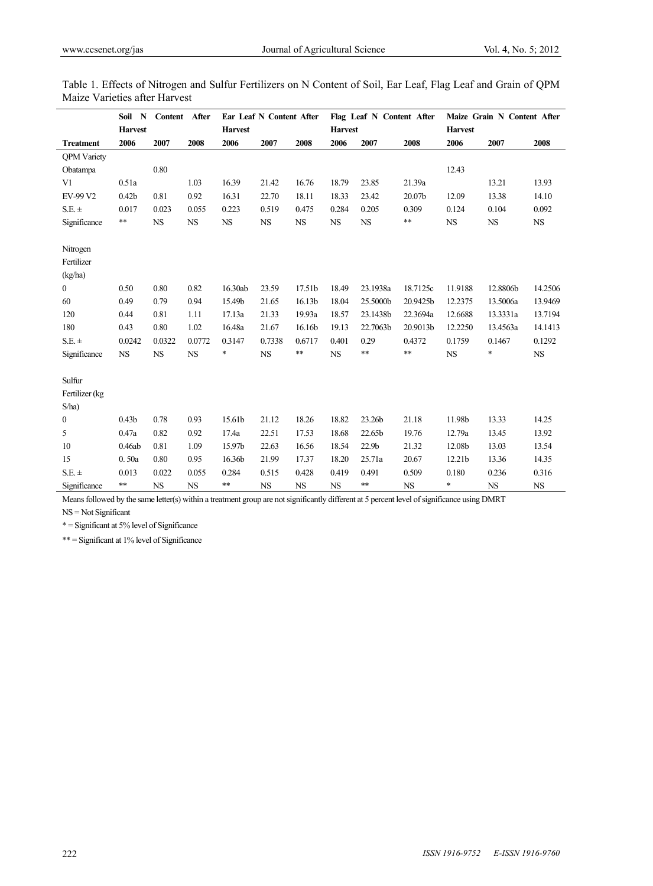Table 1. Effects of Nitrogen and Sulfur Fertilizers on N Content of Soil, Ear Leaf, Flag Leaf and Grain of QPM Maize Varieties after Harvest

| | Soil N Content After Harvest | | | Ear Leaf N Content After Harvest | | | Flag Leaf N Content After Harvest | | | Maize Grain N Content After Harvest | | |
|---|---|---|---|---|---|---|---|---|---|---|---|---|
| **Treatment** | **2006** | **2007** | **2008** | **2006** | **2007** | **2008** | **2006** | **2007** | **2008** | **2006** | **2007** | **2008** |
| QPM Variety | | | | | | | | | | | | |
| Obatampa | | 0.80 | | | | | | | | 12.43 | | |
| V1 | 0.51a | | 1.03 | 16.39 | 21.42 | 16.76 | 18.79 | 23.85 | 21.39a | | 13.21 | 13.93 |
| EV-99 V2 | 0.42b | 0.81 | 0.92 | 16.31 | 22.70 | 18.11 | 18.33 | 23.42 | 20.07b | 12.09 | 13.38 | 14.10 |
| S.E. ± | 0.017 | 0.023 | 0.055 | 0.223 | 0.519 | 0.475 | 0.284 | 0.205 | 0.309 | 0.124 | 0.104 | 0.092 |
| Significance | ** | NS | NS | NS | NS | NS | NS | NS | ** | NS | NS | NS |
| Nitrogen Fertilizer (kg/ha) | | | | | | | | | | | | |
| 0 | 0.50 | 0.80 | 0.82 | 16.30ab | 23.59 | 17.51b | 18.49 | 23.1938a | 18.7125c | 11.9188 | 12.8806b | 14.2506 |
| 60 | 0.49 | 0.79 | 0.94 | 15.49b | 21.65 | 16.13b | 18.04 | 25.5000b | 20.9425b | 12.2375 | 13.5006a | 13.9469 |
| 120 | 0.44 | 0.81 | 1.11 | 17.13a | 21.33 | 19.93a | 18.57 | 23.1438b | 22.3694a | 12.6688 | 13.3331a | 13.7194 |
| 180 | 0.43 | 0.80 | 1.02 | 16.48a | 21.67 | 16.16b | 19.13 | 22.7063b | 20.9013b | 12.2250 | 13.4563a | 14.1413 |
| S.E. ± | 0.0242 | 0.0322 | 0.0772 | 0.3147 | 0.7338 | 0.6717 | 0.401 | 0.29 | 0.4372 | 0.1759 | 0.1467 | 0.1292 |
| Significance | NS | NS | NS | * | NS | ** | NS | ** | ** | NS | * | NS |
| Sulfur Fertilizer (kg S/ha) | | | | | | | | | | | | |
| 0 | 0.43b | 0.78 | 0.93 | 15.61b | 21.12 | 18.26 | 18.82 | 23.26b | 21.18 | 11.98b | 13.33 | 14.25 |
| 5 | 0.47a | 0.82 | 0.92 | 17.4a | 22.51 | 17.53 | 18.68 | 22.65b | 19.76 | 12.79a | 13.45 | 13.92 |
| 10 | 0.46ab | 0.81 | 1.09 | 15.97b | 22.63 | 16.56 | 18.54 | 22.9b | 21.32 | 12.08b | 13.03 | 13.54 |
| 15 | 0. 50a | 0.80 | 0.95 | 16.36b | 21.99 | 17.37 | 18.20 | 25.71a | 20.67 | 12.21b | 13.36 | 14.35 |
| S.E. ± | 0.013 | 0.022 | 0.055 | 0.284 | 0.515 | 0.428 | 0.419 | 0.491 | 0.509 | 0.180 | 0.236 | 0.316 |
| Significance | ** | NS | NS | ** | NS | NS | NS | ** | NS | * | NS | NS |

Means followed by the same letter(s) within a treatment group are not significantly different at 5 percent level of significance using DMRT

NS = Not Significant

* = Significant at 5% level of Significance

** = Significant at 1% level of Significance